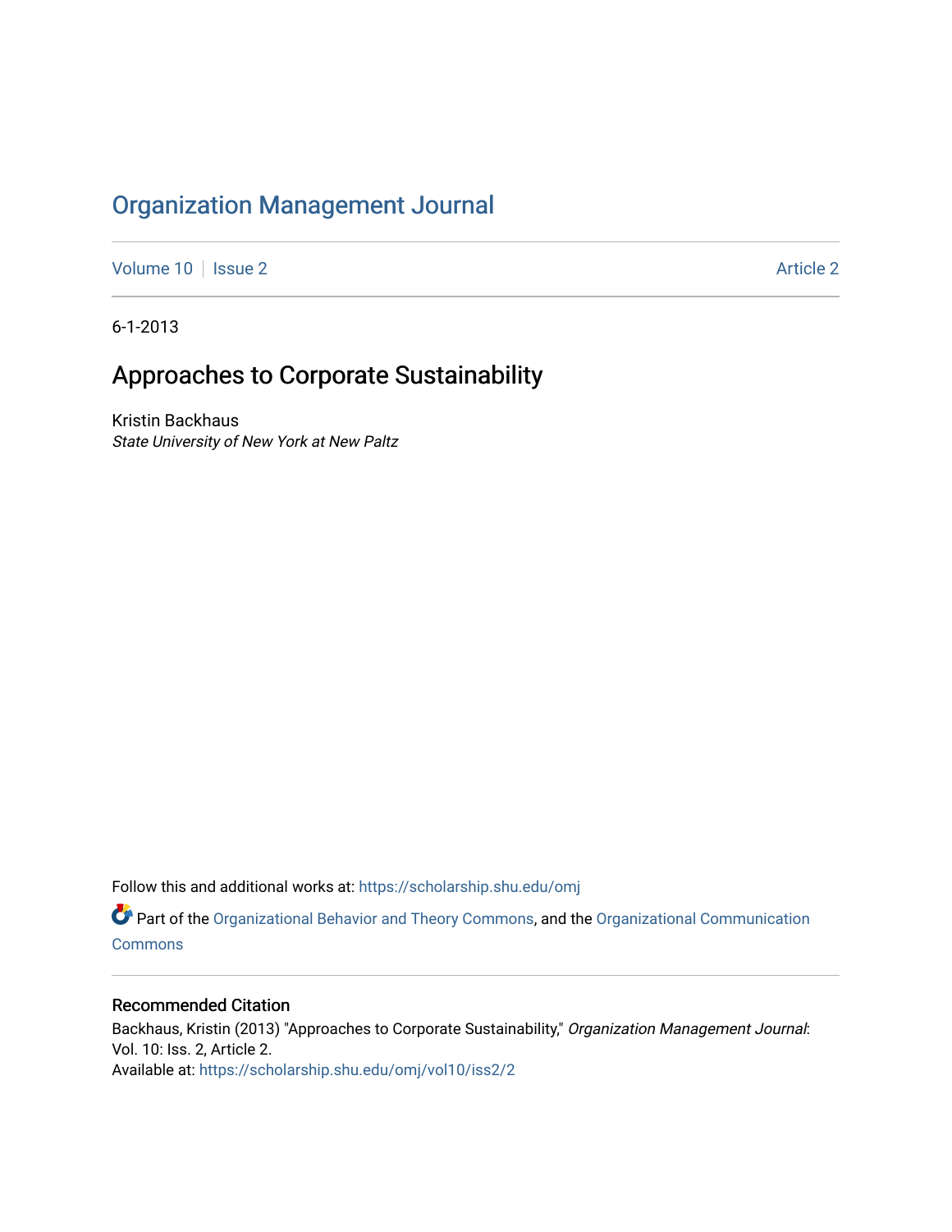# Organization Management Journal

Volume 10 | Issue 2 | Article 2

6-1-2013

## Approaches to Corporate Sustainability

Kristin Backhaus
*State University of New York at New Paltz*

Follow this and additional works at: https://scholarship.shu.edu/omj

Part of the Organizational Behavior and Theory Commons, and the Organizational Communication Commons

### Recommended Citation

Backhaus, Kristin (2013) "Approaches to Corporate Sustainability," *Organization Management Journal*: Vol. 10: Iss. 2, Article 2.
Available at: https://scholarship.shu.edu/omj/vol10/iss2/2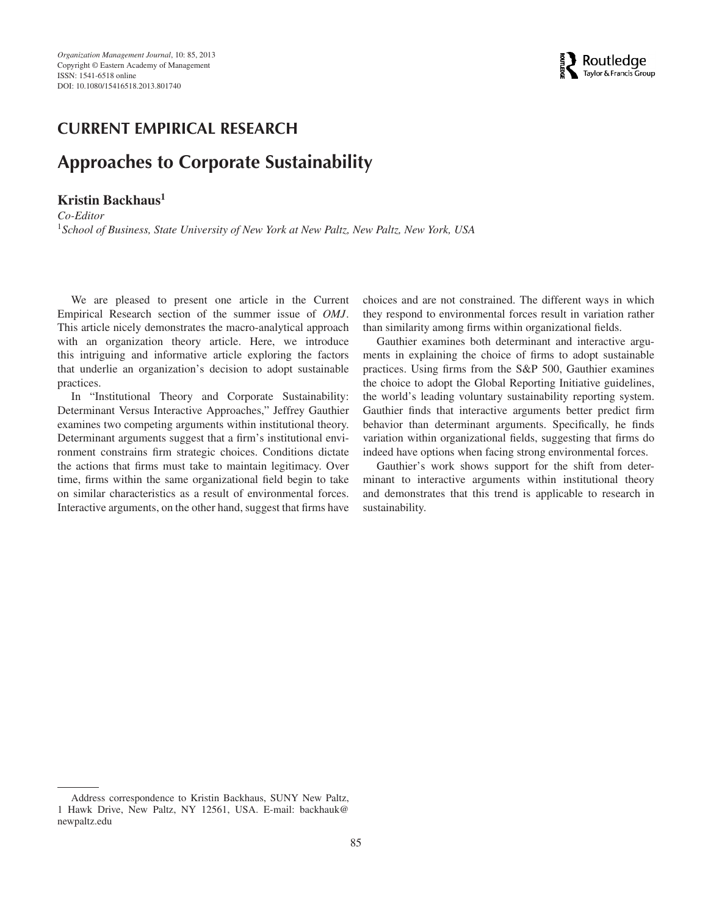## CURRENT EMPIRICAL RESEARCH

# Approaches to Corporate Sustainability

**Kristin Backhaus**[1]

*Co-Editor*

[1]*School of Business, State University of New York at New Paltz, New Paltz, New York, USA*

We are pleased to present one article in the Current Empirical Research section of the summer issue of *OMJ*. This article nicely demonstrates the macro-analytical approach with an organization theory article. Here, we introduce this intriguing and informative article exploring the factors that underlie an organization's decision to adopt sustainable practices.

In "Institutional Theory and Corporate Sustainability: Determinant Versus Interactive Approaches," Jeffrey Gauthier examines two competing arguments within institutional theory. Determinant arguments suggest that a firm's institutional environment constrains firm strategic choices. Conditions dictate the actions that firms must take to maintain legitimacy. Over time, firms within the same organizational field begin to take on similar characteristics as a result of environmental forces. Interactive arguments, on the other hand, suggest that firms have choices and are not constrained. The different ways in which they respond to environmental forces result in variation rather than similarity among firms within organizational fields.

Gauthier examines both determinant and interactive arguments in explaining the choice of firms to adopt sustainable practices. Using firms from the S&P 500, Gauthier examines the choice to adopt the Global Reporting Initiative guidelines, the world's leading voluntary sustainability reporting system. Gauthier finds that interactive arguments better predict firm behavior than determinant arguments. Specifically, he finds variation within organizational fields, suggesting that firms do indeed have options when facing strong environmental forces.

Gauthier's work shows support for the shift from determinant to interactive arguments within institutional theory and demonstrates that this trend is applicable to research in sustainability.

---

Address correspondence to Kristin Backhaus, SUNY New Paltz, 1 Hawk Drive, New Paltz, NY 12561, USA. E-mail: backhauk@newpaltz.edu